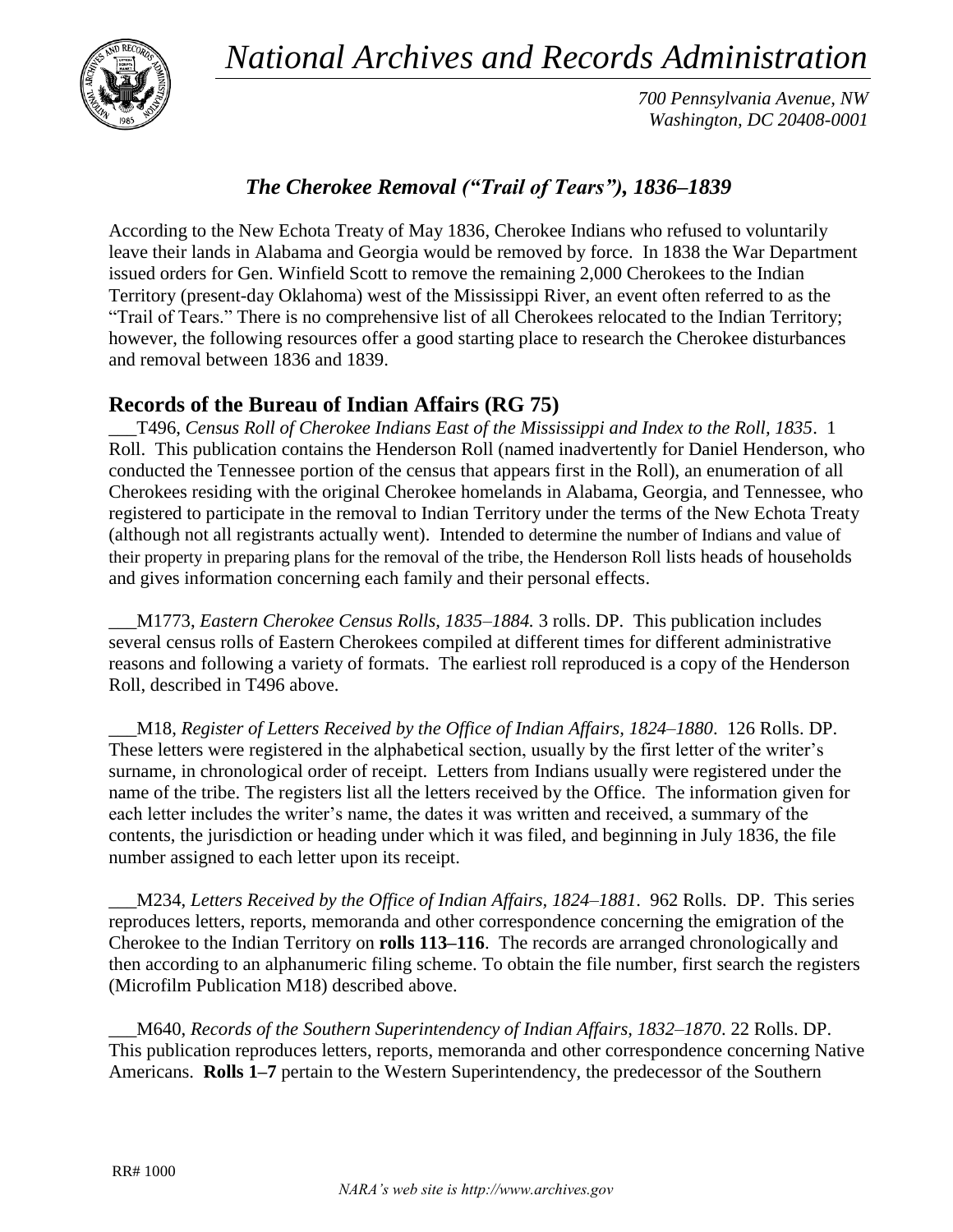# *National Archives and Records Administration*

*700 Pennsylvania Avenue, NW*
*Washington, DC 20408-0001*

## *The Cherokee Removal ("Trail of Tears"), 1836–1839*

According to the New Echota Treaty of May 1836, Cherokee Indians who refused to voluntarily leave their lands in Alabama and Georgia would be removed by force. In 1838 the War Department issued orders for Gen. Winfield Scott to remove the remaining 2,000 Cherokees to the Indian Territory (present-day Oklahoma) west of the Mississippi River, an event often referred to as the "Trail of Tears." There is no comprehensive list of all Cherokees relocated to the Indian Territory; however, the following resources offer a good starting place to research the Cherokee disturbances and removal between 1836 and 1839.

### Records of the Bureau of Indian Affairs (RG 75)

___T496, *Census Roll of Cherokee Indians East of the Mississippi and Index to the Roll, 1835*. 1 Roll. This publication contains the Henderson Roll (named inadvertently for Daniel Henderson, who conducted the Tennessee portion of the census that appears first in the Roll), an enumeration of all Cherokees residing with the original Cherokee homelands in Alabama, Georgia, and Tennessee, who registered to participate in the removal to Indian Territory under the terms of the New Echota Treaty (although not all registrants actually went). Intended to determine the number of Indians and value of their property in preparing plans for the removal of the tribe, the Henderson Roll lists heads of households and gives information concerning each family and their personal effects.

___M1773, *Eastern Cherokee Census Rolls, 1835–1884.* 3 rolls. DP. This publication includes several census rolls of Eastern Cherokees compiled at different times for different administrative reasons and following a variety of formats. The earliest roll reproduced is a copy of the Henderson Roll, described in T496 above.

___M18, *Register of Letters Received by the Office of Indian Affairs, 1824–1880*. 126 Rolls. DP. These letters were registered in the alphabetical section, usually by the first letter of the writer's surname, in chronological order of receipt. Letters from Indians usually were registered under the name of the tribe. The registers list all the letters received by the Office. The information given for each letter includes the writer's name, the dates it was written and received, a summary of the contents, the jurisdiction or heading under which it was filed, and beginning in July 1836, the file number assigned to each letter upon its receipt.

___M234, *Letters Received by the Office of Indian Affairs, 1824–1881*. 962 Rolls. DP. This series reproduces letters, reports, memoranda and other correspondence concerning the emigration of the Cherokee to the Indian Territory on **rolls 113–116**. The records are arranged chronologically and then according to an alphanumeric filing scheme. To obtain the file number, first search the registers (Microfilm Publication M18) described above.

___M640, *Records of the Southern Superintendency of Indian Affairs, 1832–1870*. 22 Rolls. DP. This publication reproduces letters, reports, memoranda and other correspondence concerning Native Americans. **Rolls 1–7** pertain to the Western Superintendency, the predecessor of the Southern

RR# 1000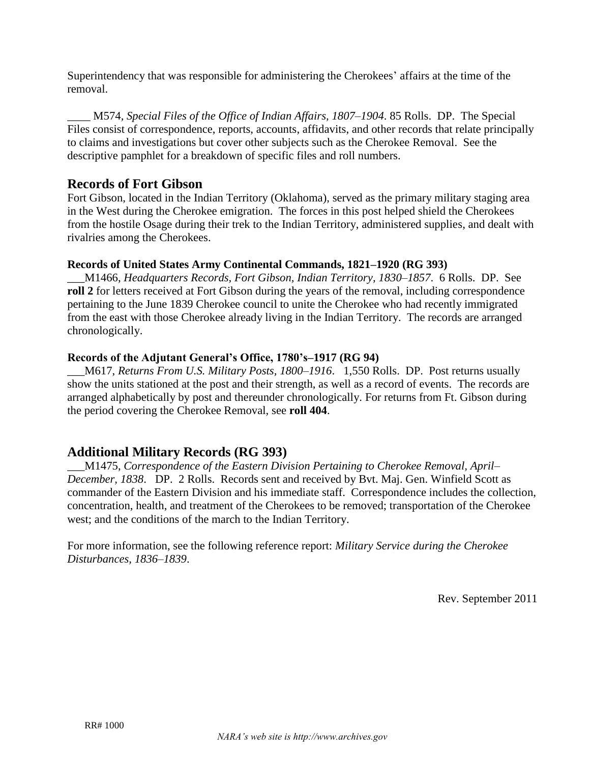Superintendency that was responsible for administering the Cherokees' affairs at the time of the removal.

____ M574, *Special Files of the Office of Indian Affairs, 1807–1904*. 85 Rolls. DP. The Special Files consist of correspondence, reports, accounts, affidavits, and other records that relate principally to claims and investigations but cover other subjects such as the Cherokee Removal. See the descriptive pamphlet for a breakdown of specific files and roll numbers.

## Records of Fort Gibson

Fort Gibson, located in the Indian Territory (Oklahoma), served as the primary military staging area in the West during the Cherokee emigration. The forces in this post helped shield the Cherokees from the hostile Osage during their trek to the Indian Territory, administered supplies, and dealt with rivalries among the Cherokees.

### Records of United States Army Continental Commands, 1821–1920 (RG 393)

___M1466, *Headquarters Records, Fort Gibson, Indian Territory, 1830–1857*. 6 Rolls. DP. See **roll 2** for letters received at Fort Gibson during the years of the removal, including correspondence pertaining to the June 1839 Cherokee council to unite the Cherokee who had recently immigrated from the east with those Cherokee already living in the Indian Territory. The records are arranged chronologically.

### Records of the Adjutant General's Office, 1780's–1917 (RG 94)

___M617, *Returns From U.S. Military Posts, 1800–1916*. 1,550 Rolls. DP. Post returns usually show the units stationed at the post and their strength, as well as a record of events. The records are arranged alphabetically by post and thereunder chronologically. For returns from Ft. Gibson during the period covering the Cherokee Removal, see **roll 404**.

## Additional Military Records (RG 393)

___M1475, *Correspondence of the Eastern Division Pertaining to Cherokee Removal, April–December, 1838*. DP. 2 Rolls. Records sent and received by Bvt. Maj. Gen. Winfield Scott as commander of the Eastern Division and his immediate staff. Correspondence includes the collection, concentration, health, and treatment of the Cherokees to be removed; transportation of the Cherokee west; and the conditions of the march to the Indian Territory.

For more information, see the following reference report: *Military Service during the Cherokee Disturbances, 1836–1839*.

Rev. September 2011